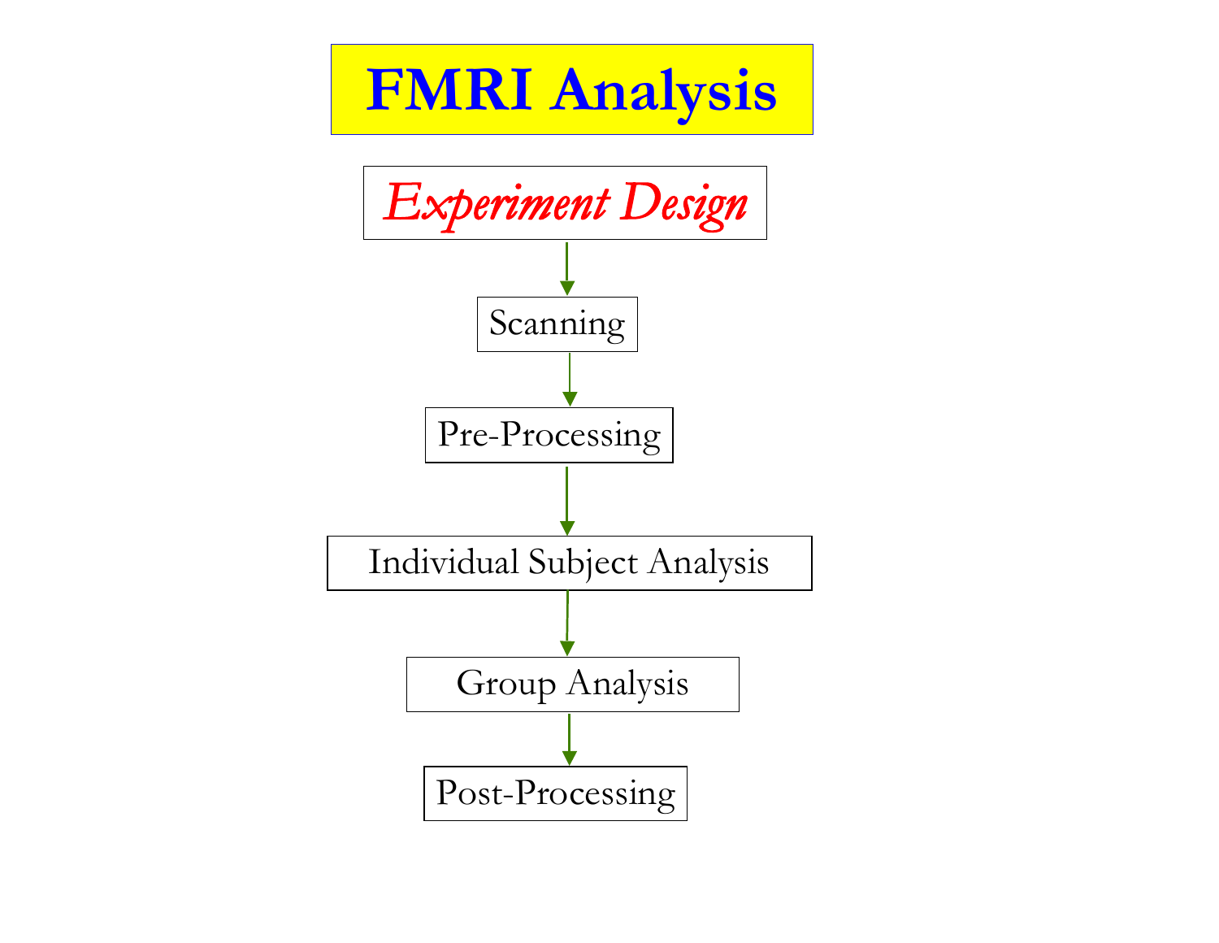# FMRI Analysis

*Experiment Design*

↓

Scanning

↓

Pre-Processing

↓

Individual Subject Analysis

↓

Group Analysis

↓

Post-Processing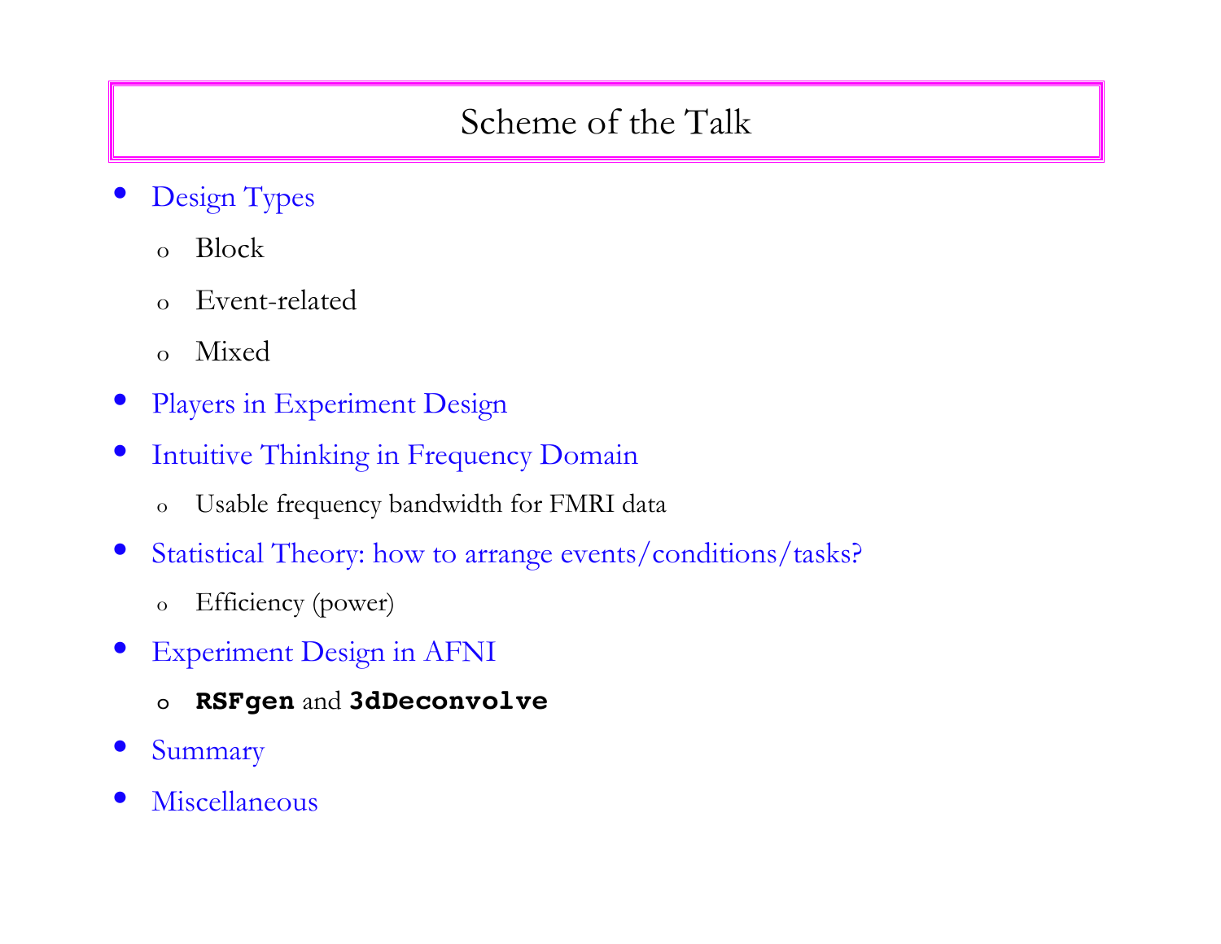# Scheme of the Talk

- Design Types
  - Block
  - Event-related
  - Mixed
- Players in Experiment Design
- Intuitive Thinking in Frequency Domain
  - Usable frequency bandwidth for FMRI data
- Statistical Theory: how to arrange events/conditions/tasks?
  - Efficiency (power)
- Experiment Design in AFNI
  - **`RSFgen`** and **`3dDeconvolve`**
- Summary
- Miscellaneous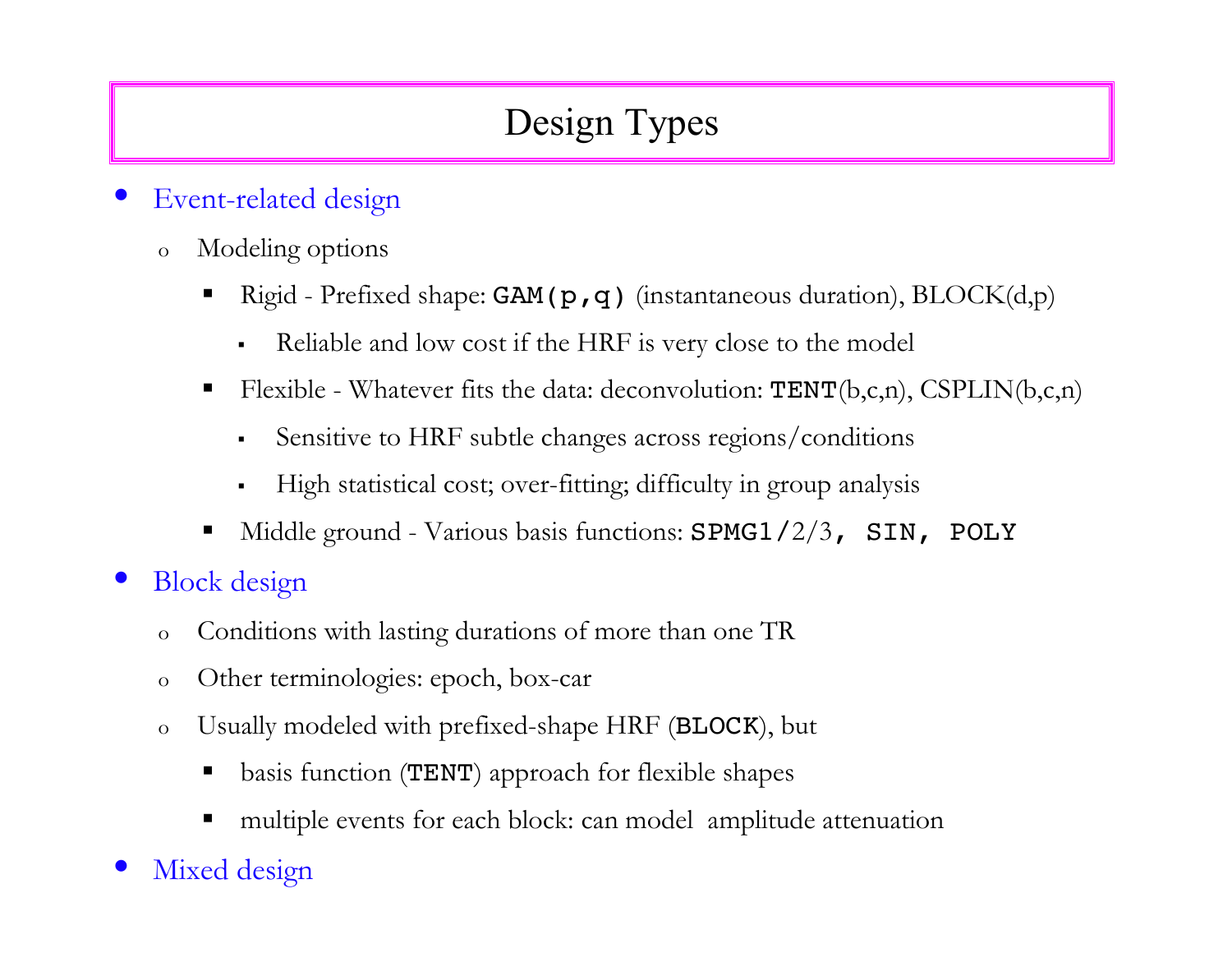# Design Types

- Event-related design
  - Modeling options
    - Rigid - Prefixed shape: `GAM(p,q)` (instantaneous duration), BLOCK(d,p)
      - Reliable and low cost if the HRF is very close to the model
    - Flexible - Whatever fits the data: deconvolution: `TENT`(b,c,n), CSPLIN(b,c,n)
      - Sensitive to HRF subtle changes across regions/conditions
      - High statistical cost; over-fitting; difficulty in group analysis
    - Middle ground - Various basis functions: `SPMG1/`2/3`, SIN, POLY`
- Block design
  - Conditions with lasting durations of more than one TR
  - Other terminologies: epoch, box-car
  - Usually modeled with prefixed-shape HRF (`BLOCK`), but
    - basis function (`TENT`) approach for flexible shapes
    - multiple events for each block: can model amplitude attenuation
- Mixed design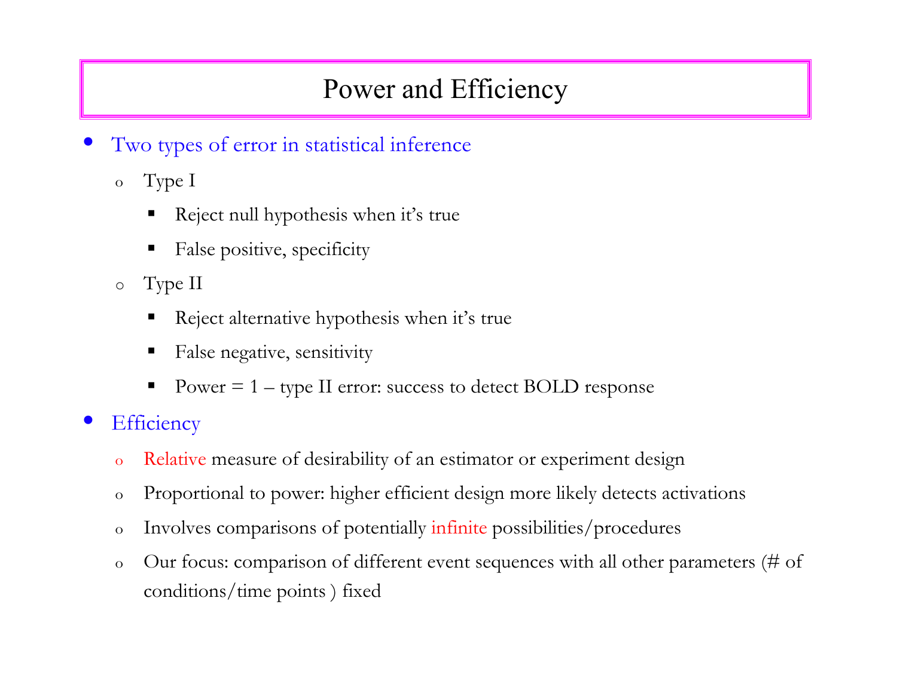# Power and Efficiency

- Two types of error in statistical inference
  - Type I
    - Reject null hypothesis when it's true
    - False positive, specificity
  - Type II
    - Reject alternative hypothesis when it's true
    - False negative, sensitivity
    - Power = 1 – type II error: success to detect BOLD response
- Efficiency
  - Relative measure of desirability of an estimator or experiment design
  - Proportional to power: higher efficient design more likely detects activations
  - Involves comparisons of potentially infinite possibilities/procedures
  - Our focus: comparison of different event sequences with all other parameters (# of conditions/time points ) fixed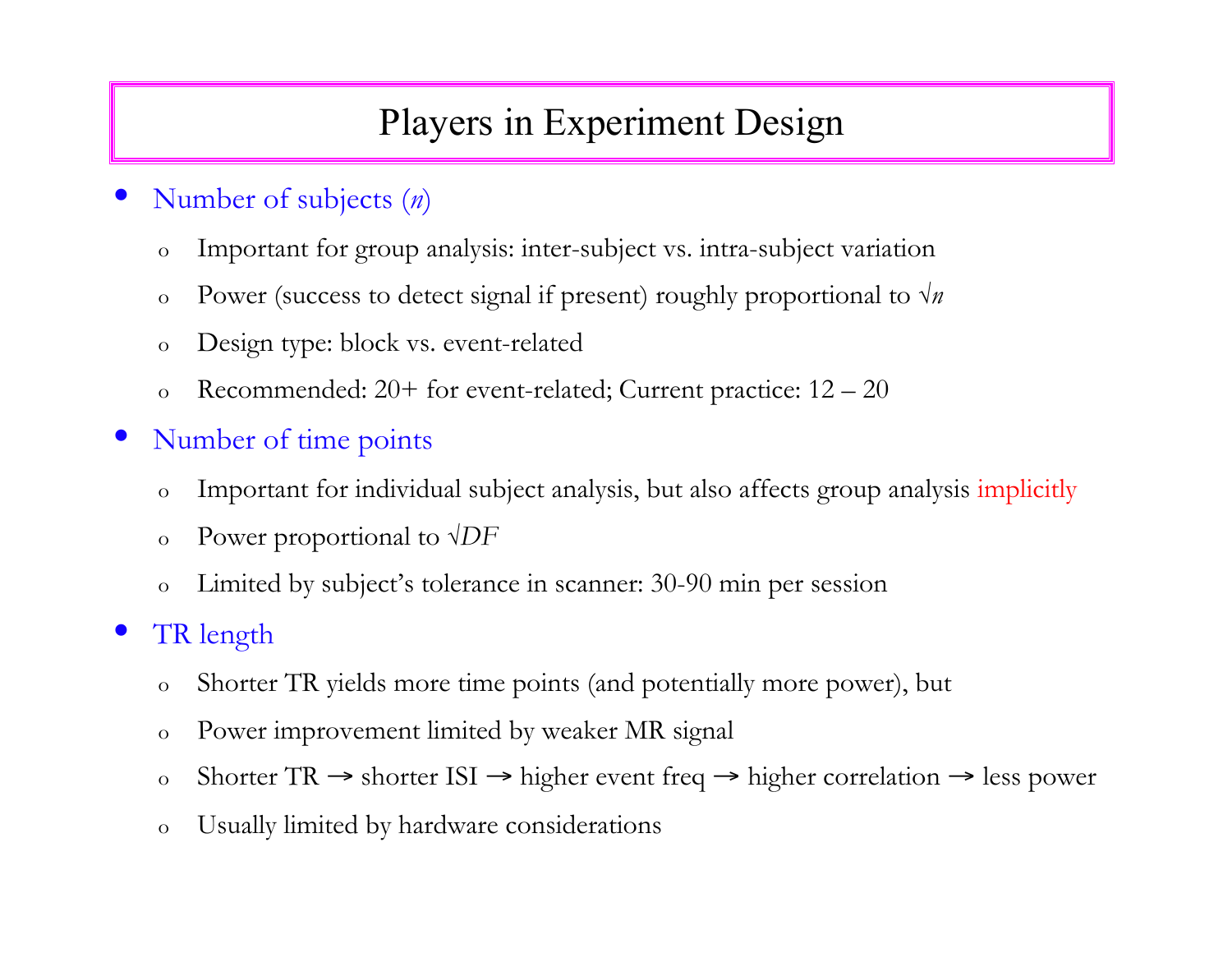# Players in Experiment Design

- Number of subjects ($n$)
  - Important for group analysis: inter-subject vs. intra-subject variation
  - Power (success to detect signal if present) roughly proportional to $\sqrt{n}$
  - Design type: block vs. event-related
  - Recommended: 20+ for event-related; Current practice: 12 – 20
- Number of time points
  - Important for individual subject analysis, but also affects group analysis implicitly
  - Power proportional to $\sqrt{DF}$
  - Limited by subject's tolerance in scanner: 30-90 min per session
- TR length
  - Shorter TR yields more time points (and potentially more power), but
  - Power improvement limited by weaker MR signal
  - Shorter TR → shorter ISI → higher event freq → higher correlation → less power
  - Usually limited by hardware considerations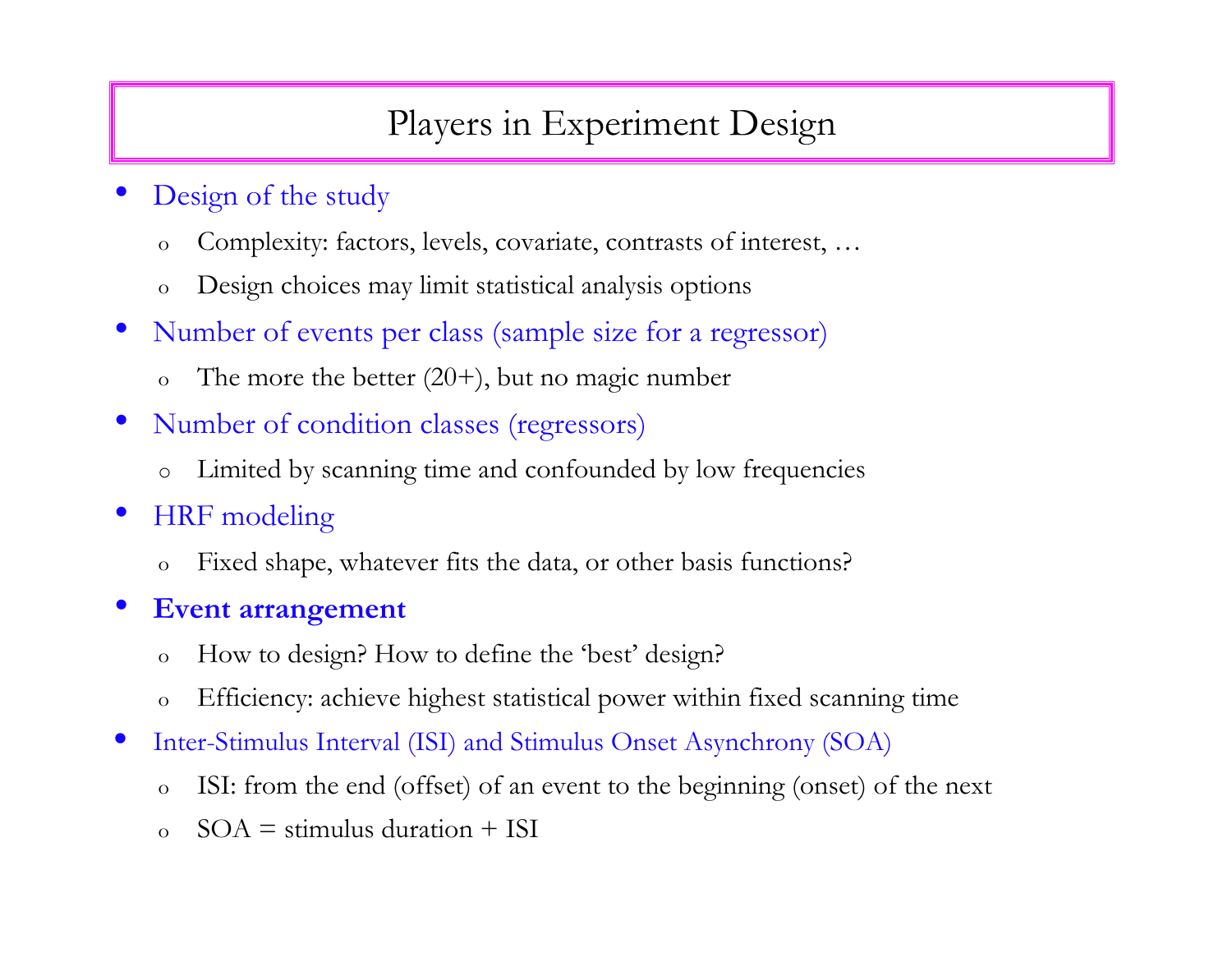# Players in Experiment Design

- Design of the study
  - Complexity: factors, levels, covariate, contrasts of interest, …
  - Design choices may limit statistical analysis options
- Number of events per class (sample size for a regressor)
  - The more the better (20+), but no magic number
- Number of condition classes (regressors)
  - Limited by scanning time and confounded by low frequencies
- HRF modeling
  - Fixed shape, whatever fits the data, or other basis functions?
- **Event arrangement**
  - How to design? How to define the 'best' design?
  - Efficiency: achieve highest statistical power within fixed scanning time
- Inter-Stimulus Interval (ISI) and Stimulus Onset Asynchrony (SOA)
  - ISI: from the end (offset) of an event to the beginning (onset) of the next
  - SOA = stimulus duration + ISI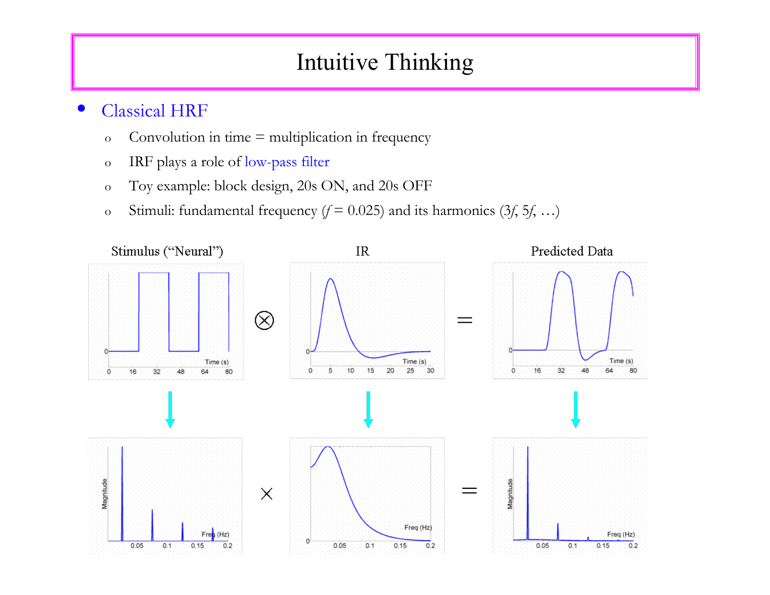# Intuitive Thinking

- Classical HRF
  - Convolution in time = multiplication in frequency
  - IRF plays a role of low-pass filter
  - Toy example: block design, 20s ON, and 20s OFF
  - Stimuli: fundamental frequency ($f = 0.025$) and its harmonics ($3f$, $5f$, …)

Stimulus ("Neural") ⊗ IR = Predicted Data

× =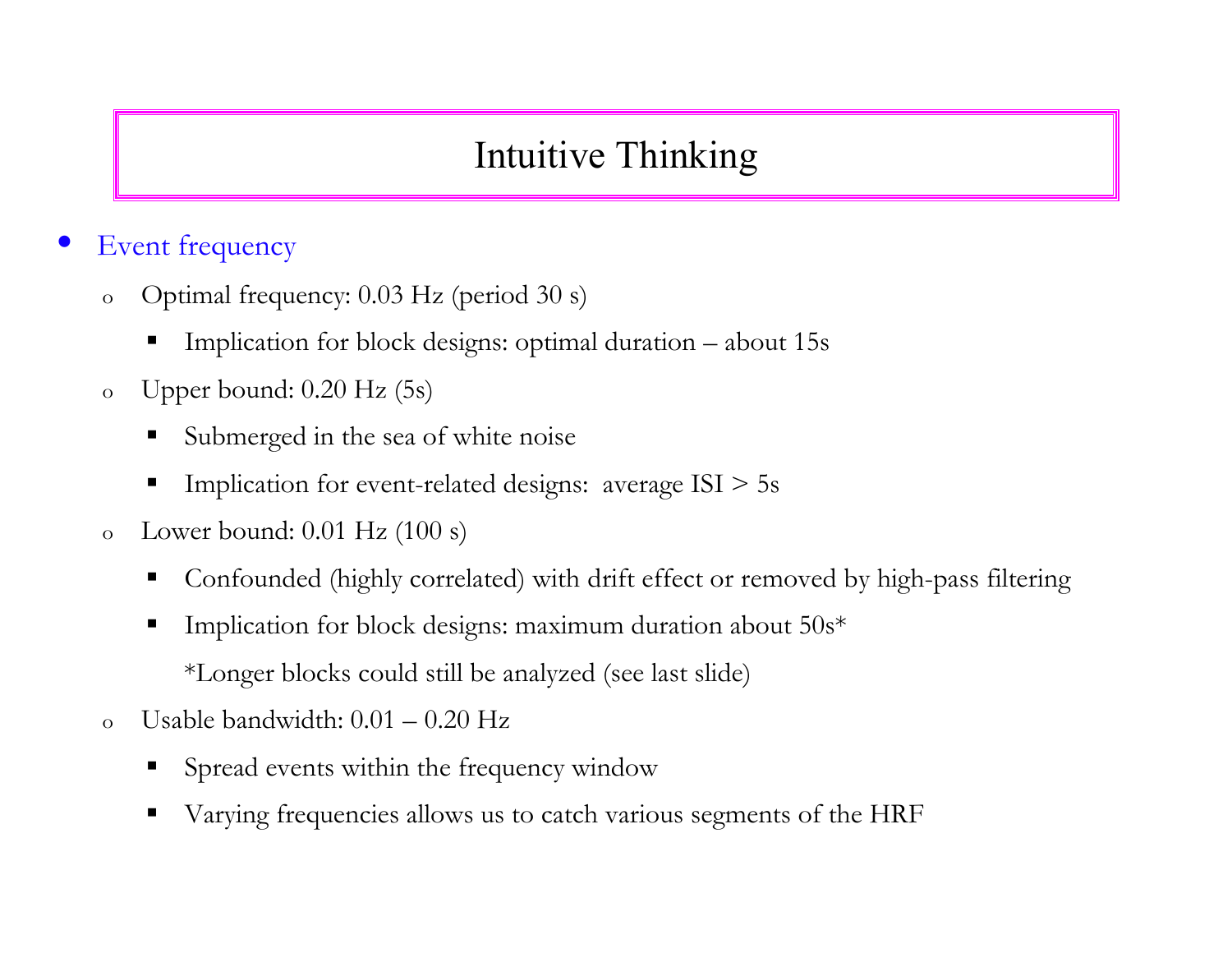# Intuitive Thinking

- Event frequency
  - Optimal frequency: 0.03 Hz (period 30 s)
    - Implication for block designs: optimal duration – about 15s
  - Upper bound: 0.20 Hz (5s)
    - Submerged in the sea of white noise
    - Implication for event-related designs: average ISI > 5s
  - Lower bound: 0.01 Hz (100 s)
    - Confounded (highly correlated) with drift effect or removed by high-pass filtering
    - Implication for block designs: maximum duration about 50s*

      *Longer blocks could still be analyzed (see last slide)
  - Usable bandwidth: 0.01 – 0.20 Hz
    - Spread events within the frequency window
    - Varying frequencies allows us to catch various segments of the HRF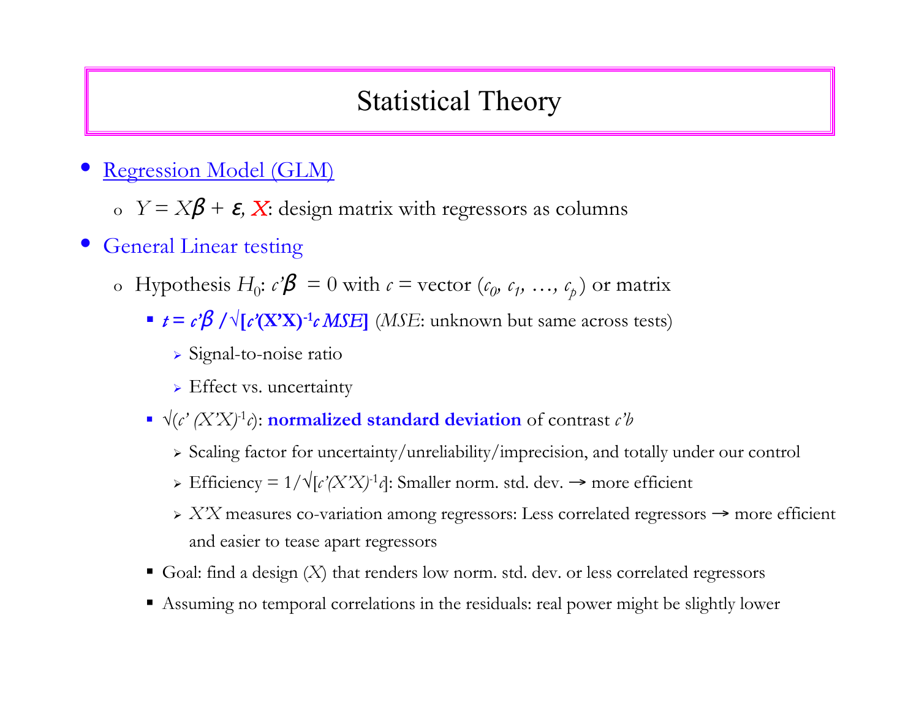# Statistical Theory

- Regression Model (GLM)
  - $Y = X\beta + \varepsilon$, $X$: design matrix with regressors as columns
- General Linear testing
  - Hypothesis $H_0$: $c'\beta = 0$ with $c$ = vector $(c_0, c_1, \ldots, c_p)$ or matrix
    - **$t = c'\beta / \sqrt{[c'(X'X)^{-1}c\, MSE]}$** ($MSE$: unknown but same across tests)
      - Signal-to-noise ratio
      - Effect vs. uncertainty
    - $\sqrt{(c'(X'X)^{-1}c)}$: **normalized standard deviation** of contrast $c'b$
      - Scaling factor for uncertainty/unreliability/imprecision, and totally under our control
      - Efficiency = $1/\sqrt{[c'(X'X)^{-1}c]}$: Smaller norm. std. dev. → more efficient
      - $X'X$ measures co-variation among regressors: Less correlated regressors → more efficient and easier to tease apart regressors
    - Goal: find a design ($X$) that renders low norm. std. dev. or less correlated regressors
    - Assuming no temporal correlations in the residuals: real power might be slightly lower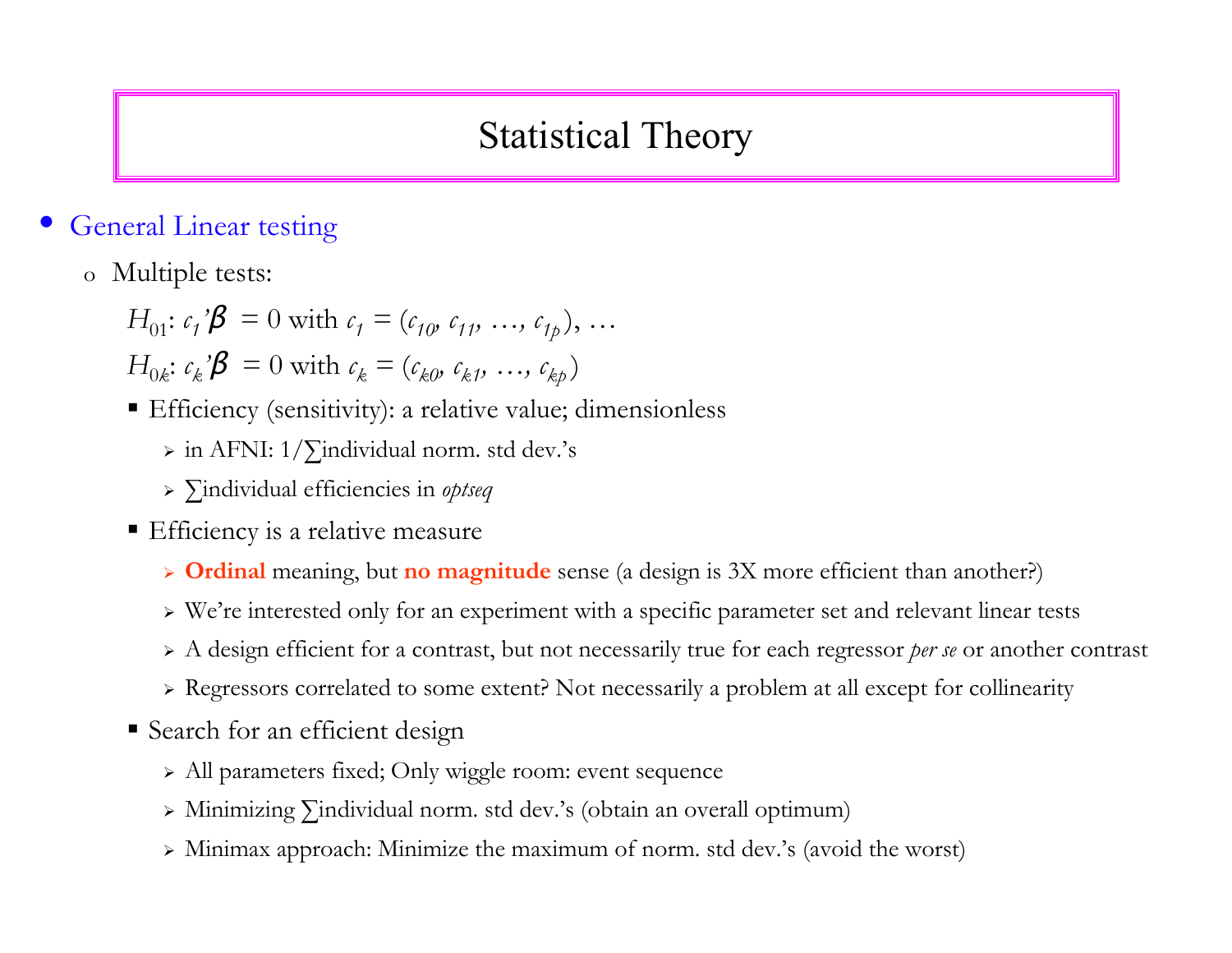# Statistical Theory

- General Linear testing
  - Multiple tests:

    $H_{01}$: $c_1'\beta = 0$ with $c_1 = (c_{10}, c_{11}, \ldots, c_{1p})$, …

    $H_{0k}$: $c_k'\beta = 0$ with $c_k = (c_{k0}, c_{k1}, \ldots, c_{kp})$

    - Efficiency (sensitivity): a relative value; dimensionless
      - in AFNI: 1/∑individual norm. std dev.'s
      - ∑individual efficiencies in *optseq*
    - Efficiency is a relative measure
      - **Ordinal** meaning, but **no magnitude** sense (a design is 3X more efficient than another?)
      - We're interested only for an experiment with a specific parameter set and relevant linear tests
      - A design efficient for a contrast, but not necessarily true for each regressor *per se* or another contrast
      - Regressors correlated to some extent? Not necessarily a problem at all except for collinearity
    - Search for an efficient design
      - All parameters fixed; Only wiggle room: event sequence
      - Minimizing ∑individual norm. std dev.'s (obtain an overall optimum)
      - Minimax approach: Minimize the maximum of norm. std dev.'s (avoid the worst)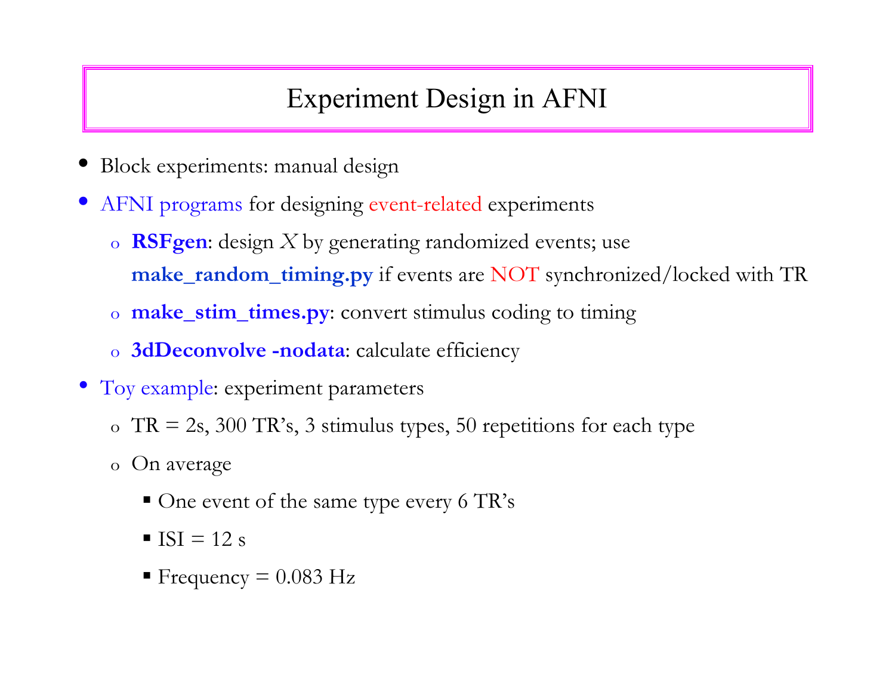# Experiment Design in AFNI

- Block experiments: manual design
- AFNI programs for designing event-related experiments
  - **RSFgen**: design $X$ by generating randomized events; use **make_random_timing.py** if events are NOT synchronized/locked with TR
  - **make_stim_times.py**: convert stimulus coding to timing
  - **3dDeconvolve -nodata**: calculate efficiency
- Toy example: experiment parameters
  - TR = 2s, 300 TR's, 3 stimulus types, 50 repetitions for each type
  - On average
    - One event of the same type every 6 TR's
    - ISI = 12 s
    - Frequency = 0.083 Hz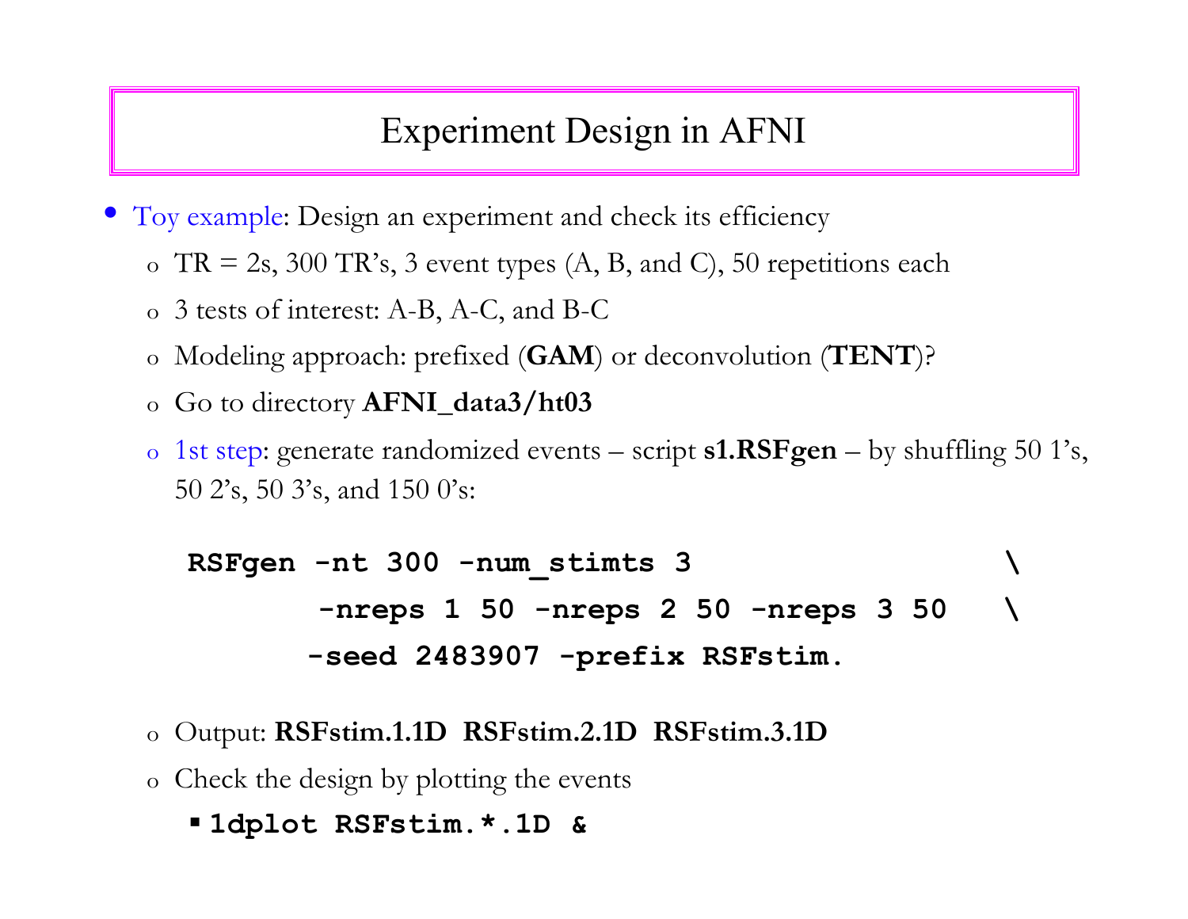# Experiment Design in AFNI

- Toy example: Design an experiment and check its efficiency
  - TR = 2s, 300 TR's, 3 event types (A, B, and C), 50 repetitions each
  - 3 tests of interest: A-B, A-C, and B-C
  - Modeling approach: prefixed (**GAM**) or deconvolution (**TENT**)?
  - Go to directory **AFNI_data3/ht03**
  - 1st step: generate randomized events – script **s1.RSFgen** – by shuffling 50 1's, 50 2's, 50 3's, and 150 0's:

```
RSFgen -nt 300 -num_stimts 3                    \
       -nreps 1 50 -nreps 2 50 -nreps 3 50     \
       -seed 2483907 -prefix RSFstim.
```

  - Output: **RSFstim.1.1D RSFstim.2.1D RSFstim.3.1D**
  - Check the design by plotting the events
    - `1dplot RSFstim.*.1D &`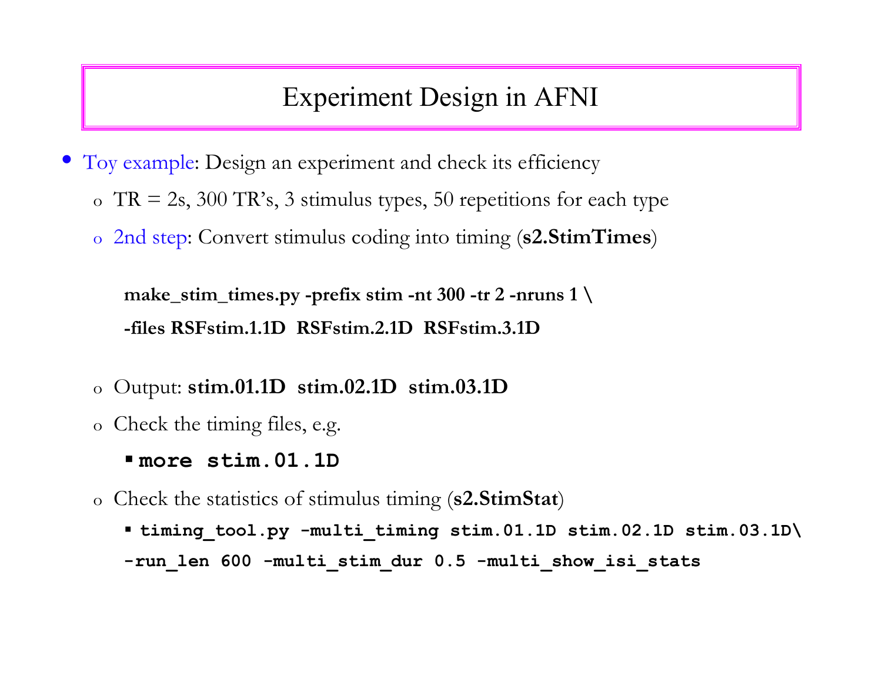# Experiment Design in AFNI

- Toy example: Design an experiment and check its efficiency
  - TR = 2s, 300 TR's, 3 stimulus types, 50 repetitions for each type
  - 2nd step: Convert stimulus coding into timing (**s2.StimTimes**)

```
make_stim_times.py -prefix stim -nt 300 -tr 2 -nruns 1 \
-files RSFstim.1.1D  RSFstim.2.1D  RSFstim.3.1D
```

  - Output: **stim.01.1D  stim.02.1D  stim.03.1D**
  - Check the timing files, e.g.
    - `more stim.01.1D`
  - Check the statistics of stimulus timing (**s2.StimStat**)
    - ```
      timing_tool.py -multi_timing stim.01.1D stim.02.1D stim.03.1D\
      -run_len 600 -multi_stim_dur 0.5 -multi_show_isi_stats
      ```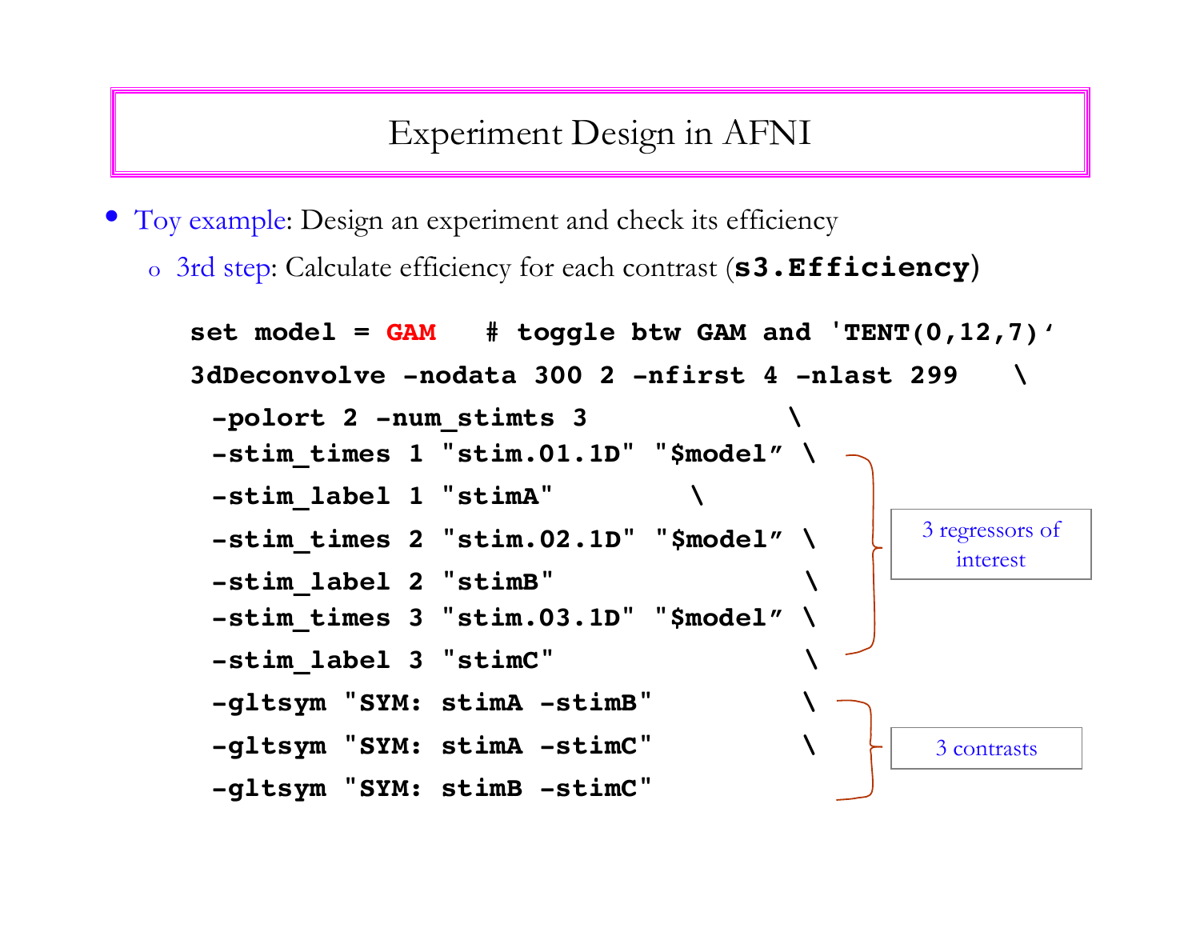# Experiment Design in AFNI

- Toy example: Design an experiment and check its efficiency
  - 3rd step: Calculate efficiency for each contrast (**s3.Efficiency**)

```
set model = GAM   # toggle btw GAM and 'TENT(0,12,7)'
3dDeconvolve -nodata 300 2 -nfirst 4 -nlast 299   \
 -polort 2 -num_stimts 3            \
 -stim_times 1 "stim.01.1D" "$model" \
 -stim_label 1 "stimA"        \
 -stim_times 2 "stim.02.1D" "$model" \
 -stim_label 2 "stimB"               \
 -stim_times 3 "stim.03.1D" "$model" \
 -stim_label 3 "stimC"               \
 -gltsym "SYM: stimA -stimB"         \
 -gltsym "SYM: stimA -stimC"         \
 -gltsym "SYM: stimB -stimC"
```

3 regressors of interest

3 contrasts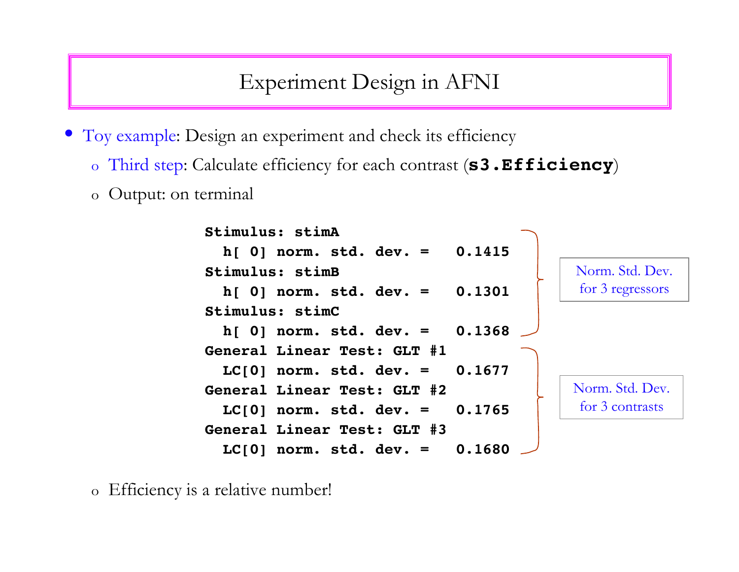# Experiment Design in AFNI

- Toy example: Design an experiment and check its efficiency
  - Third step: Calculate efficiency for each contrast (**s3.Efficiency**)
  - Output: on terminal

```
Stimulus: stimA
  h[ 0] norm. std. dev. =   0.1415
Stimulus: stimB
  h[ 0] norm. std. dev. =   0.1301
Stimulus: stimC
  h[ 0] norm. std. dev. =   0.1368
General Linear Test: GLT #1
  LC[0] norm. std. dev. =   0.1677
General Linear Test: GLT #2
  LC[0] norm. std. dev. =   0.1765
General Linear Test: GLT #3
  LC[0] norm. std. dev. =   0.1680
```

Norm. Std. Dev. for 3 regressors

Norm. Std. Dev. for 3 contrasts

  - Efficiency is a relative number!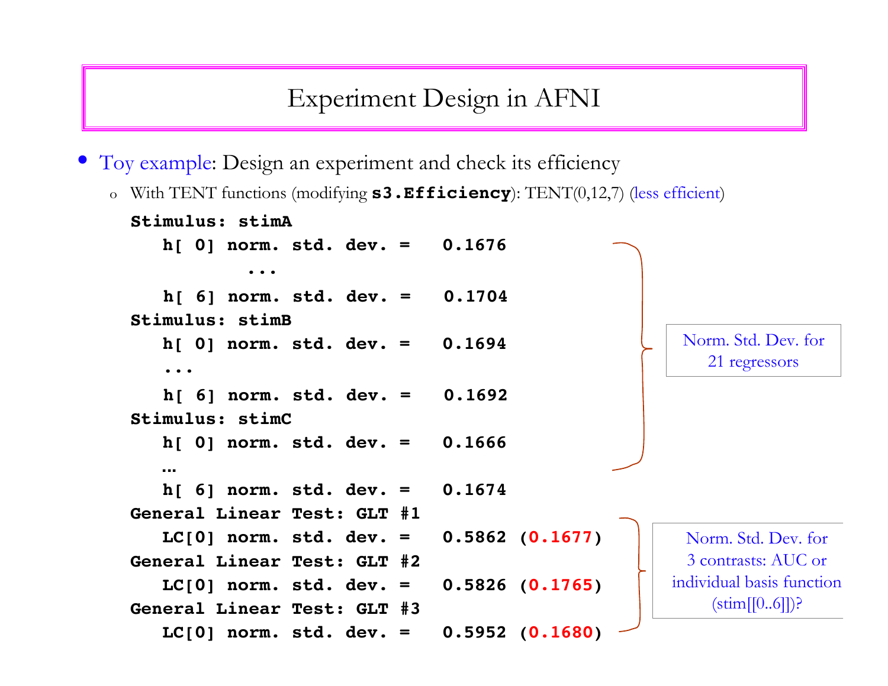# Experiment Design in AFNI

- Toy example: Design an experiment and check its efficiency
  - With TENT functions (modifying **s3.Efficiency**): TENT(0,12,7) (less efficient)

```
Stimulus: stimA
   h[ 0] norm. std. dev. =   0.1676
           ...
   h[ 6] norm. std. dev. =   0.1704
Stimulus: stimB
   h[ 0] norm. std. dev. =   0.1694
   ...
   h[ 6] norm. std. dev. =   0.1692
Stimulus: stimC
   h[ 0] norm. std. dev. =   0.1666
   …
   h[ 6] norm. std. dev. =   0.1674
General Linear Test: GLT #1
   LC[0] norm. std. dev. =   0.5862 (0.1677)
General Linear Test: GLT #2
   LC[0] norm. std. dev. =   0.5826 (0.1765)
General Linear Test: GLT #3
   LC[0] norm. std. dev. =   0.5952 (0.1680)
```

Norm. Std. Dev. for 21 regressors

Norm. Std. Dev. for 3 contrasts: AUC or individual basis function (stim[[0..6]])?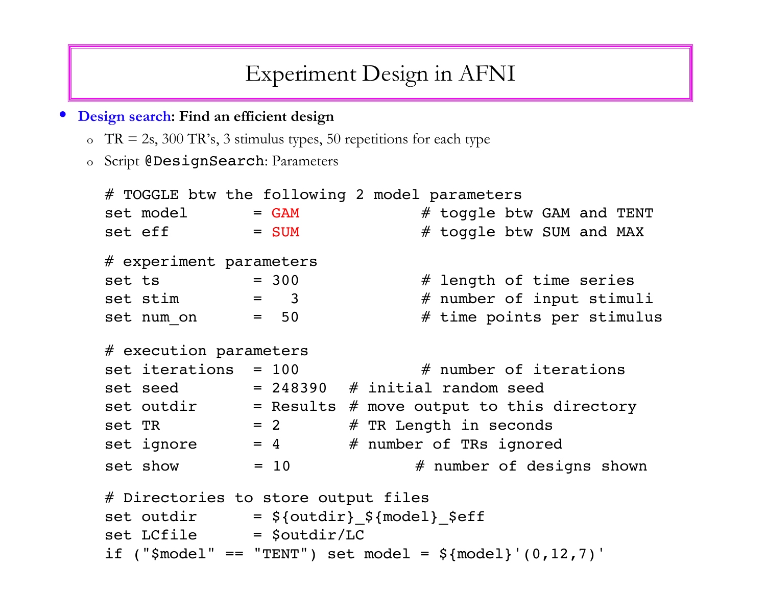# Experiment Design in AFNI

- **Design search: Find an efficient design**
  - TR = 2s, 300 TR's, 3 stimulus types, 50 repetitions for each type
  - Script `@DesignSearch`: Parameters

```
# TOGGLE btw the following 2 model parameters
set model       = GAM             # toggle btw GAM and TENT
set eff         = SUM             # toggle btw SUM and MAX

# experiment parameters
set ts          = 300             # length of time series
set stim        =   3             # number of input stimuli
set num_on      =  50             # time points per stimulus

# execution parameters
set iterations  = 100             # number of iterations
set seed        = 248390  # initial random seed
set outdir      = Results # move output to this directory
set TR          = 2       # TR Length in seconds
set ignore      = 4       # number of TRs ignored
set show        = 10              # number of designs shown

# Directories to store output files
set outdir      = ${outdir}_${model}_$eff
set LCfile      = $outdir/LC
if ("$model" == "TENT") set model = ${model}'(0,12,7)'
```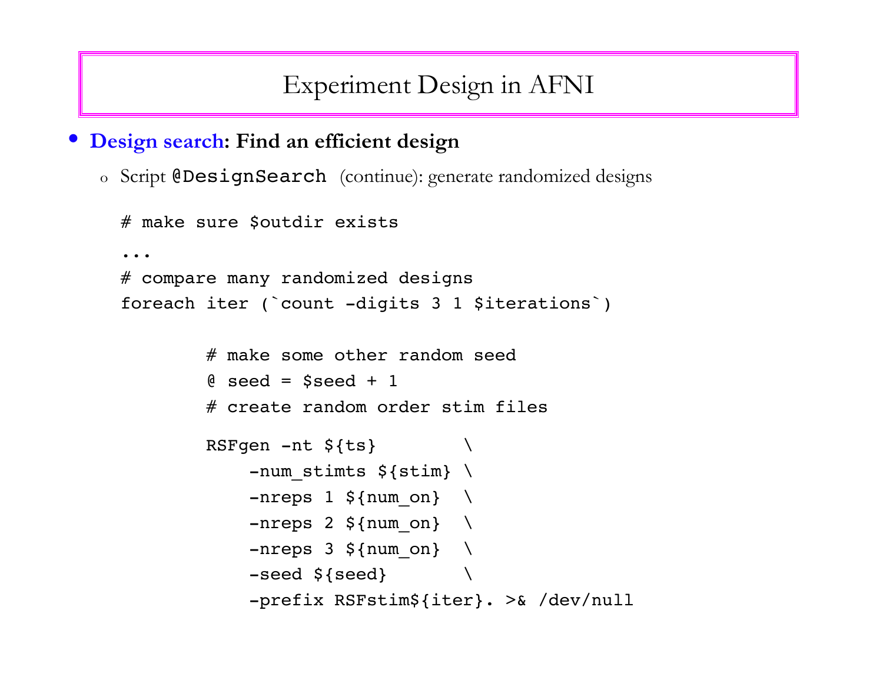# Experiment Design in AFNI

- **Design search: Find an efficient design**
  - Script `@DesignSearch` (continue): generate randomized designs

```
# make sure $outdir exists
...
# compare many randomized designs
foreach iter (`count -digits 3 1 $iterations`)

        # make some other random seed
        @ seed = $seed + 1
        # create random order stim files

        RSFgen -nt ${ts}         \
            -num_stimts ${stim} \
            -nreps 1 ${num_on}  \
            -nreps 2 ${num_on}  \
            -nreps 3 ${num_on}  \
            -seed ${seed}       \
            -prefix RSFstim${iter}. >& /dev/null
```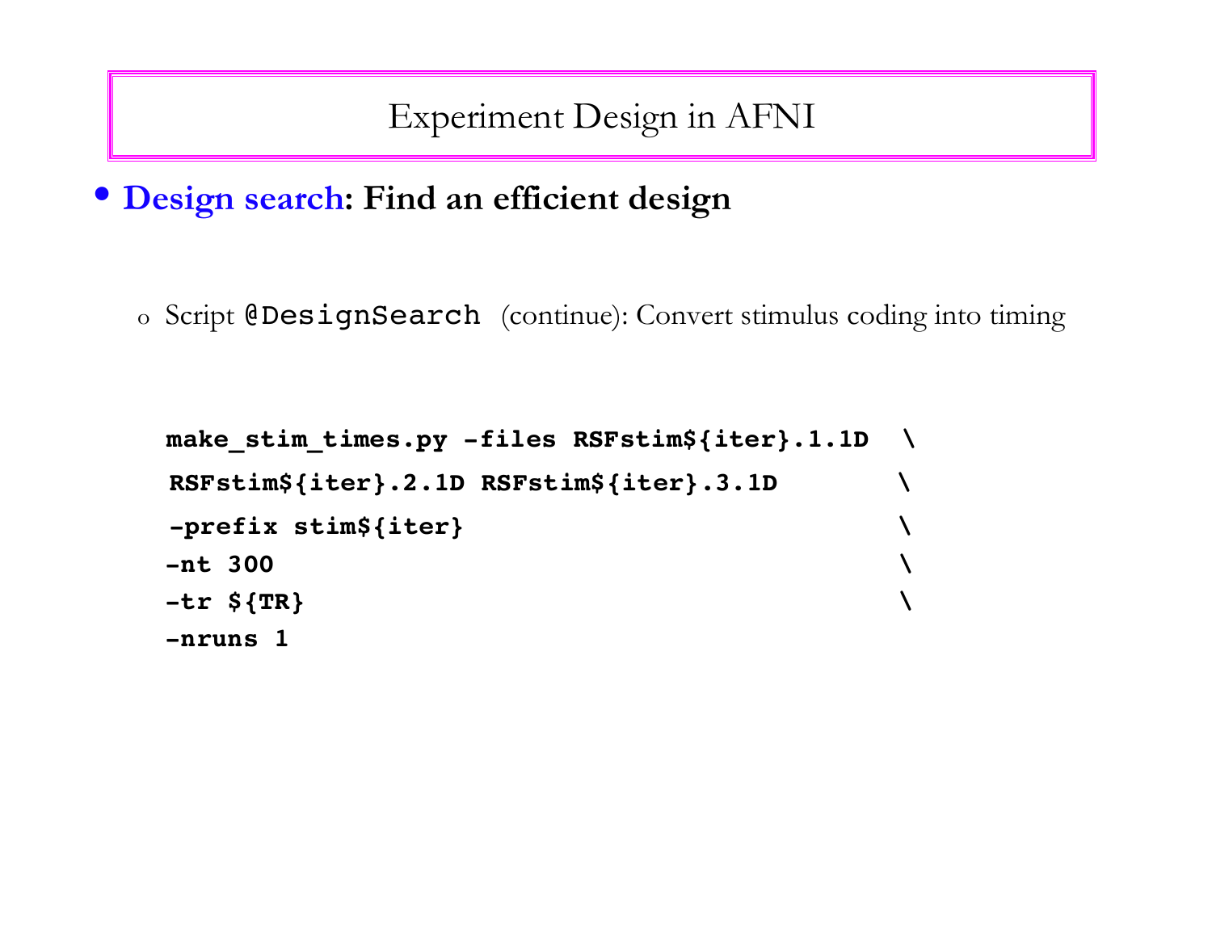# Experiment Design in AFNI

- **Design search: Find an efficient design**

  - Script `@DesignSearch` (continue): Convert stimulus coding into timing

```
make_stim_times.py -files RSFstim${iter}.1.1D  \
RSFstim${iter}.2.1D RSFstim${iter}.3.1D        \
-prefix stim${iter}                            \
-nt 300                                        \
-tr ${TR}                                      \
-nruns 1
```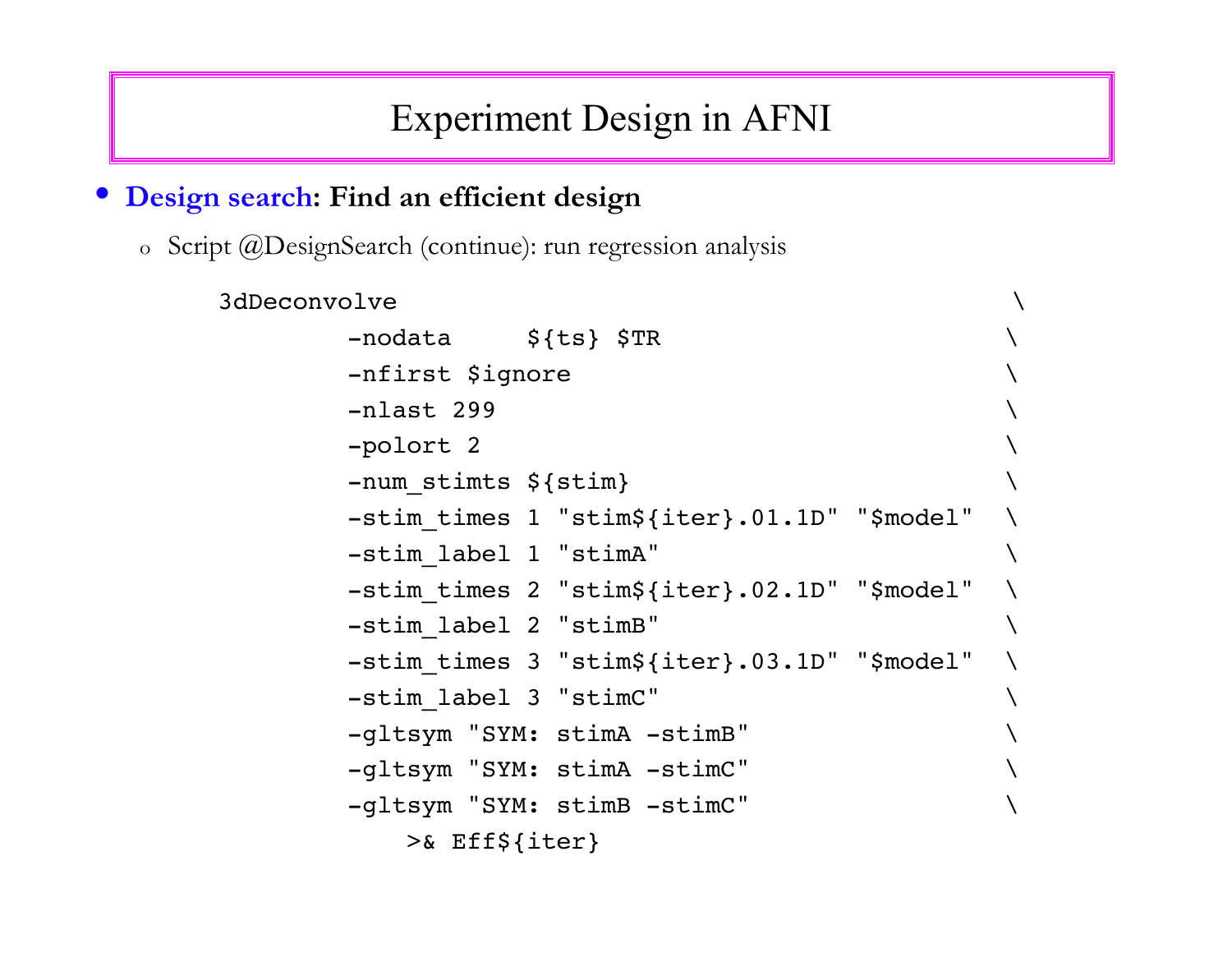# Experiment Design in AFNI

- **Design search: Find an efficient design**
  - Script @DesignSearch (continue): run regression analysis

```
3dDeconvolve                                           \
        -nodata     ${ts} $TR                          \
        -nfirst $ignore                                \
        -nlast 299                                     \
        -polort 2                                      \
        -num_stimts ${stim}                            \
        -stim_times 1 "stim${iter}.01.1D" "$model"     \
        -stim_label 1 "stimA"                          \
        -stim_times 2 "stim${iter}.02.1D" "$model"     \
        -stim_label 2 "stimB"                          \
        -stim_times 3 "stim${iter}.03.1D" "$model"     \
        -stim_label 3 "stimC"                          \
        -gltsym "SYM: stimA -stimB"                    \
        -gltsym "SYM: stimA -stimC"                    \
        -gltsym "SYM: stimB -stimC"                    \
            >& Eff${iter}
```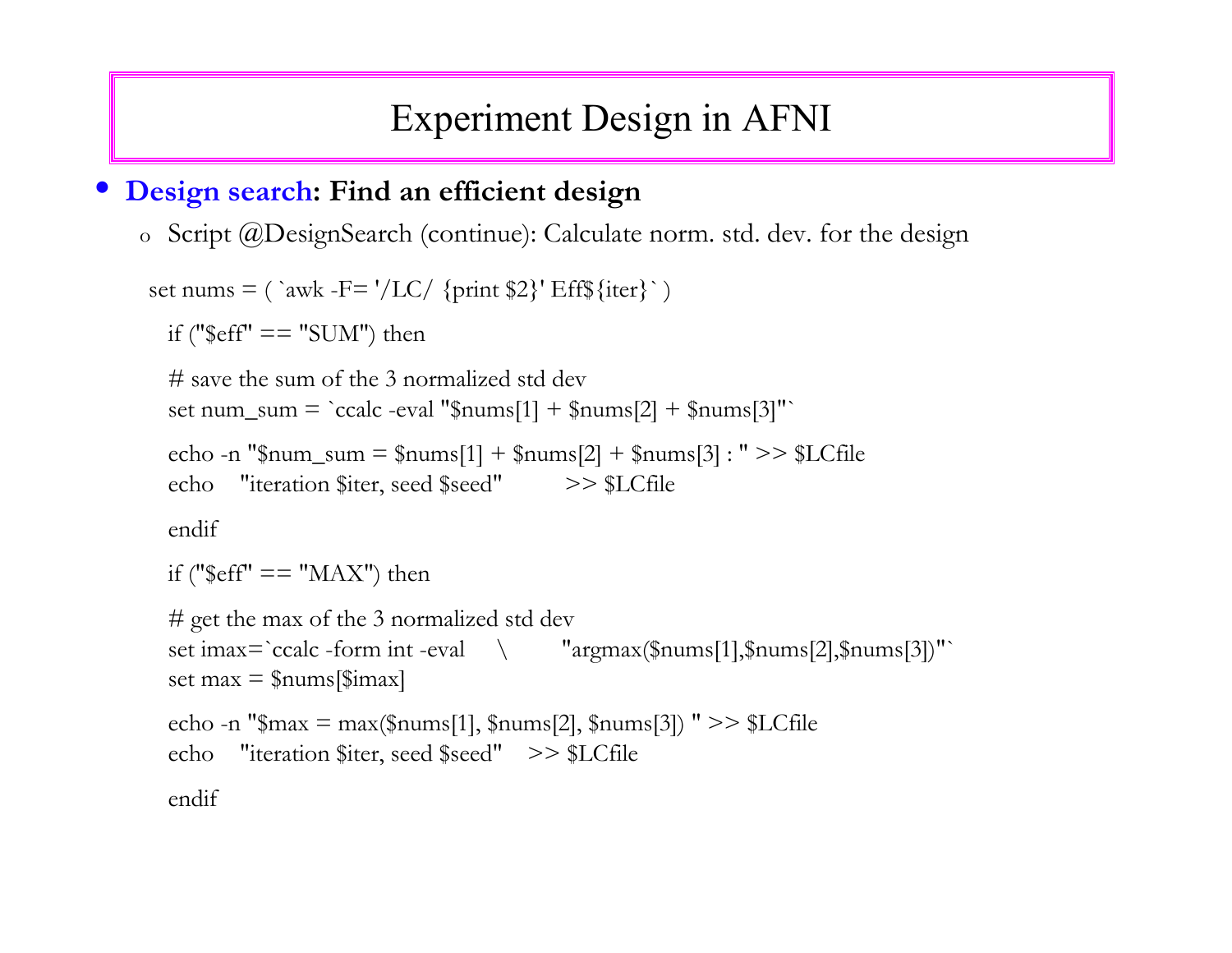# Experiment Design in AFNI

- **Design search: Find an efficient design**
  - Script @DesignSearch (continue): Calculate norm. std. dev. for the design

```
set nums = ( `awk -F= '/LC/ {print $2}' Eff${iter}` )

  if ("$eff" == "SUM") then

  # save the sum of the 3 normalized std dev
  set num_sum = `ccalc -eval "$nums[1] + $nums[2] + $nums[3]"`

  echo -n "$num_sum = $nums[1] + $nums[2] + $nums[3] : " >> $LCfile
  echo    "iteration $iter, seed $seed"         >> $LCfile

  endif

  if ("$eff" == "MAX") then

  # get the max of the 3 normalized std dev
  set imax=`ccalc -form int -eval     \        "argmax($nums[1],$nums[2],$nums[3])"`
  set max = $nums[$imax]

  echo -n "$max = max($nums[1], $nums[2], $nums[3]) " >> $LCfile
  echo    "iteration $iter, seed $seed"    >> $LCfile

  endif
```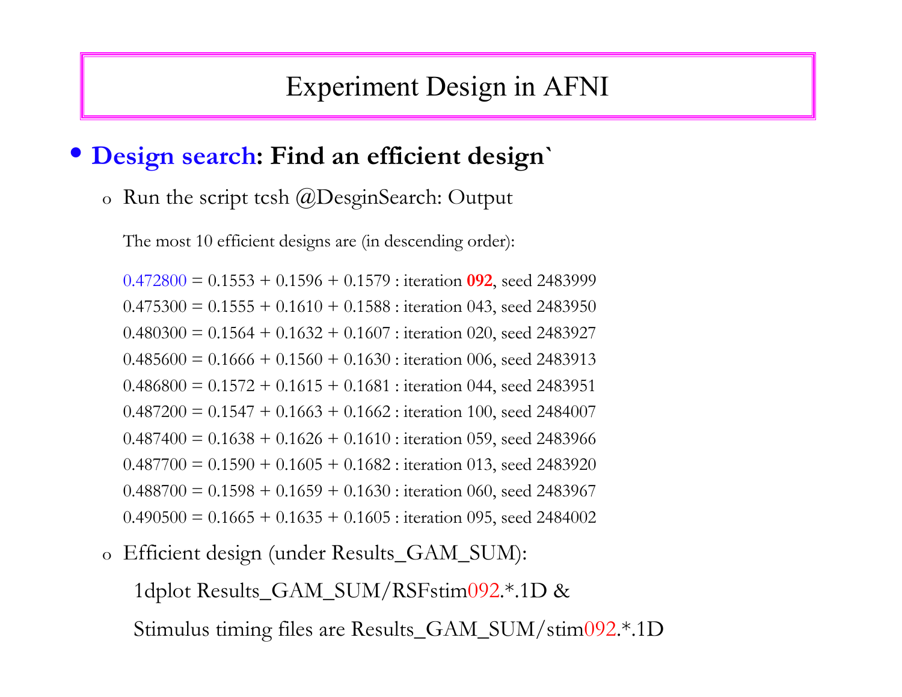# Experiment Design in AFNI

- **Design search: Find an efficient design`**
  - Run the script tcsh @DesginSearch: Output

    The most 10 efficient designs are (in descending order):

    0.472800 = 0.1553 + 0.1596 + 0.1579 : iteration **092**, seed 2483999

    0.475300 = 0.1555 + 0.1610 + 0.1588 : iteration 043, seed 2483950

    0.480300 = 0.1564 + 0.1632 + 0.1607 : iteration 020, seed 2483927

    0.485600 = 0.1666 + 0.1560 + 0.1630 : iteration 006, seed 2483913

    0.486800 = 0.1572 + 0.1615 + 0.1681 : iteration 044, seed 2483951

    0.487200 = 0.1547 + 0.1663 + 0.1662 : iteration 100, seed 2484007

    0.487400 = 0.1638 + 0.1626 + 0.1610 : iteration 059, seed 2483966

    0.487700 = 0.1590 + 0.1605 + 0.1682 : iteration 013, seed 2483920

    0.488700 = 0.1598 + 0.1659 + 0.1630 : iteration 060, seed 2483967

    0.490500 = 0.1665 + 0.1635 + 0.1605 : iteration 095, seed 2484002

  - Efficient design (under Results_GAM_SUM):

    1dplot Results_GAM_SUM/RSFstim092.*.1D &

    Stimulus timing files are Results_GAM_SUM/stim092.*.1D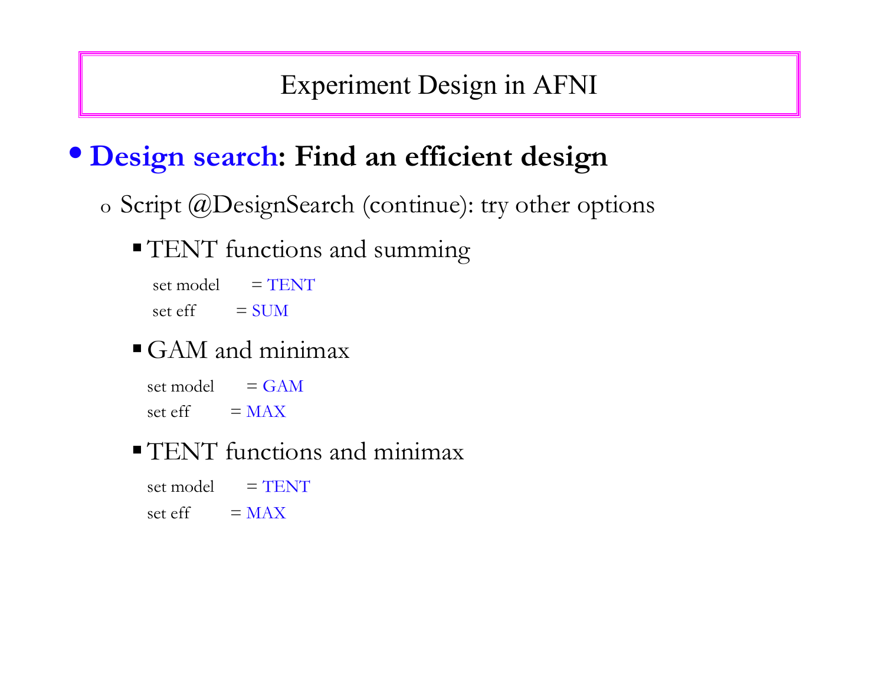# Experiment Design in AFNI

- **Design search: Find an efficient design**
  - Script @DesignSearch (continue): try other options
    - TENT functions and summing

      ```
      set model     = TENT
      set eff       = SUM
      ```

    - GAM and minimax

      ```
      set model     = GAM
      set eff       = MAX
      ```

    - TENT functions and minimax

      ```
      set model     = TENT
      set eff       = MAX
      ```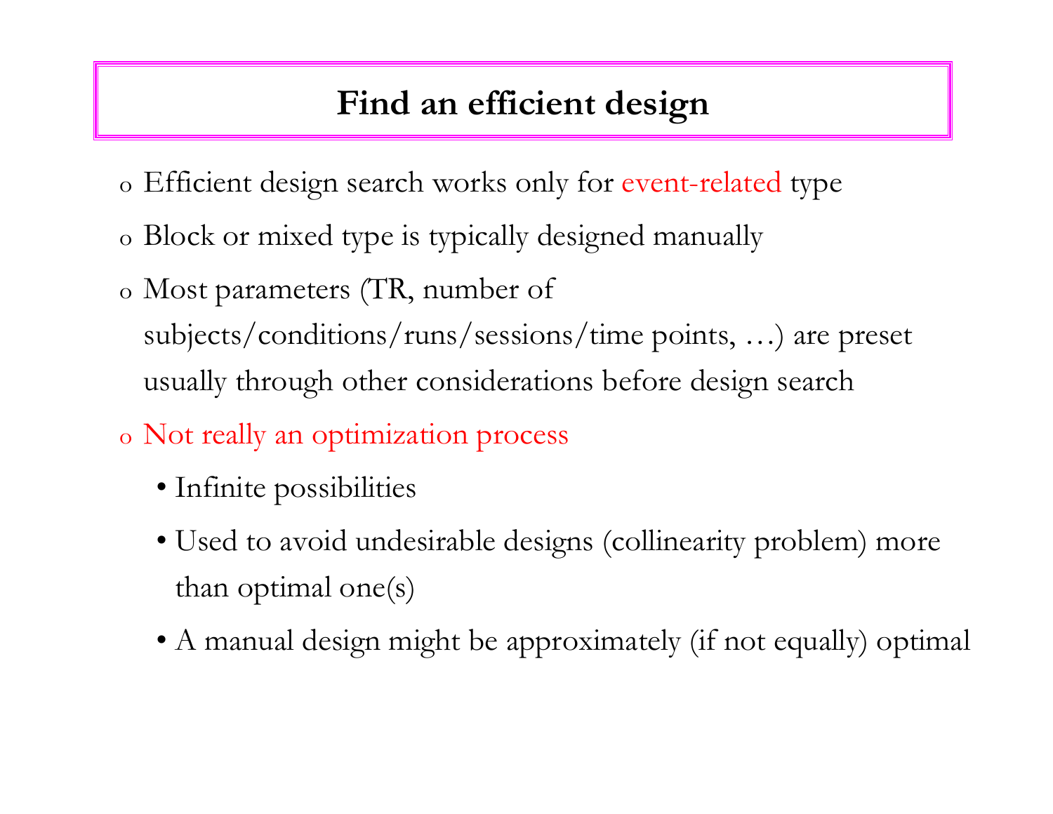# Find an efficient design

- Efficient design search works only for event-related type
- Block or mixed type is typically designed manually
- Most parameters (TR, number of subjects/conditions/runs/sessions/time points, …) are preset usually through other considerations before design search
- Not really an optimization process
  - Infinite possibilities
  - Used to avoid undesirable designs (collinearity problem) more than optimal one(s)
  - A manual design might be approximately (if not equally) optimal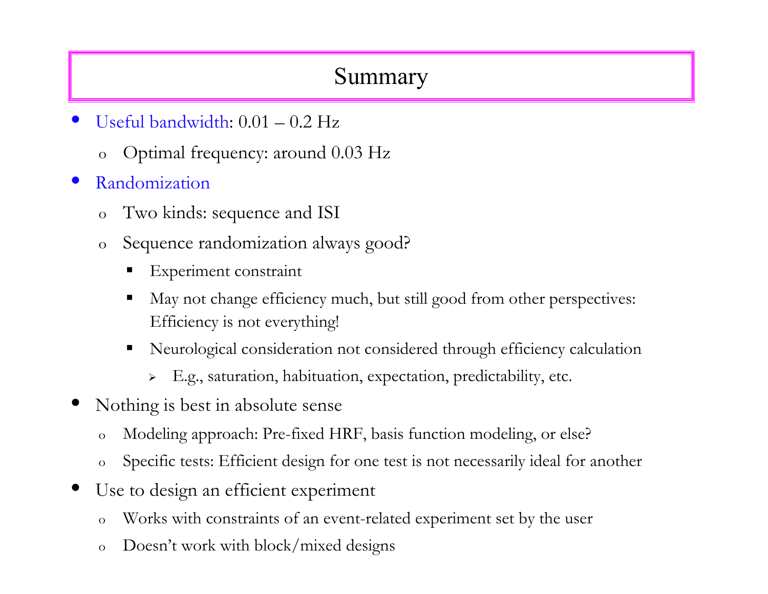# Summary

- Useful bandwidth: 0.01 – 0.2 Hz
  - Optimal frequency: around 0.03 Hz
- Randomization
  - Two kinds: sequence and ISI
  - Sequence randomization always good?
    - Experiment constraint
    - May not change efficiency much, but still good from other perspectives: Efficiency is not everything!
    - Neurological consideration not considered through efficiency calculation
      - E.g., saturation, habituation, expectation, predictability, etc.
- Nothing is best in absolute sense
  - Modeling approach: Pre-fixed HRF, basis function modeling, or else?
  - Specific tests: Efficient design for one test is not necessarily ideal for another
- Use to design an efficient experiment
  - Works with constraints of an event-related experiment set by the user
  - Doesn't work with block/mixed designs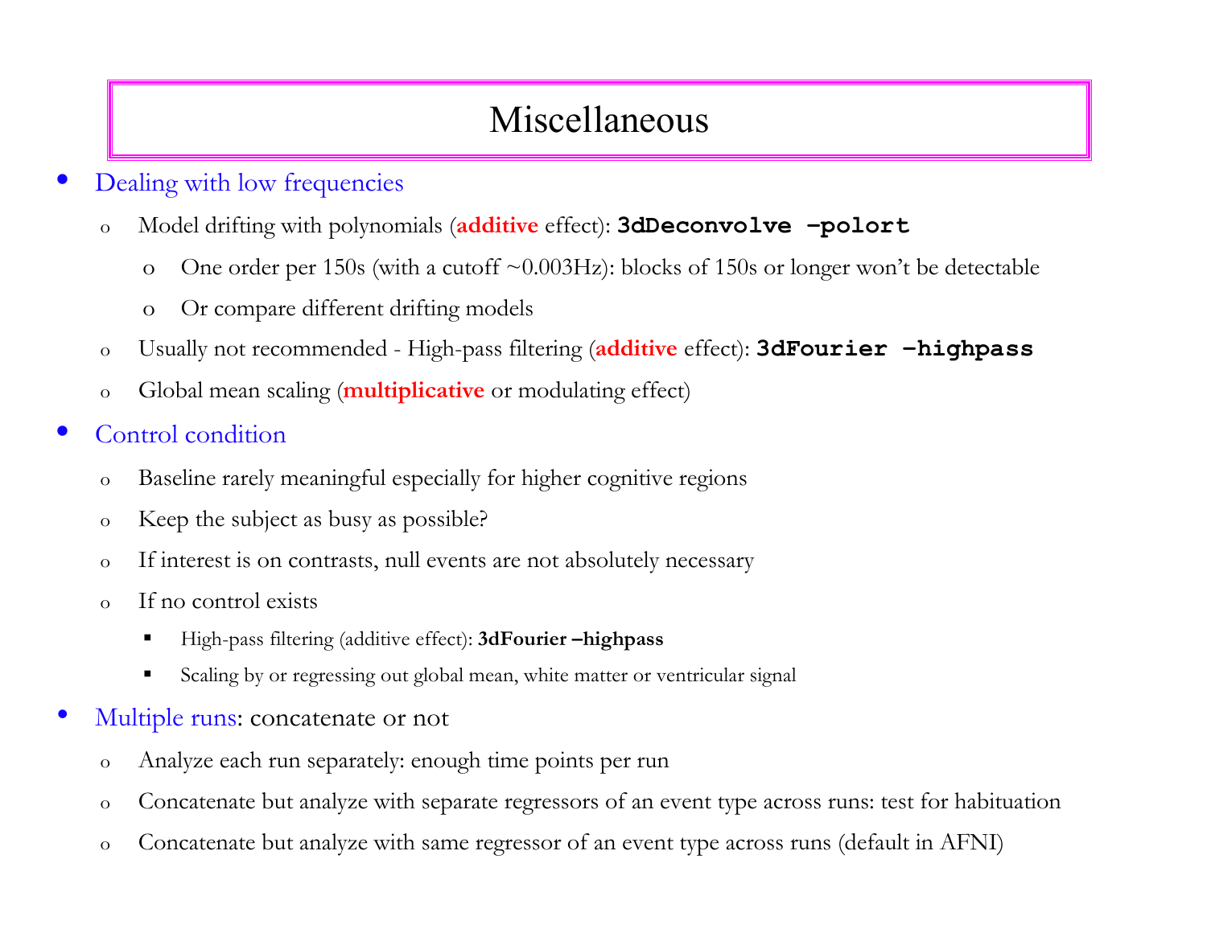# Miscellaneous

- Dealing with low frequencies
  - Model drifting with polynomials (**additive** effect): **`3dDeconvolve –polort`**
    - One order per 150s (with a cutoff ~0.003Hz): blocks of 150s or longer won't be detectable
    - Or compare different drifting models
  - Usually not recommended - High-pass filtering (**additive** effect): **`3dFourier –highpass`**
  - Global mean scaling (**multiplicative** or modulating effect)
- Control condition
  - Baseline rarely meaningful especially for higher cognitive regions
  - Keep the subject as busy as possible?
  - If interest is on contrasts, null events are not absolutely necessary
  - If no control exists
    - High-pass filtering (additive effect): **3dFourier –highpass**
    - Scaling by or regressing out global mean, white matter or ventricular signal
- Multiple runs: concatenate or not
  - Analyze each run separately: enough time points per run
  - Concatenate but analyze with separate regressors of an event type across runs: test for habituation
  - Concatenate but analyze with same regressor of an event type across runs (default in AFNI)